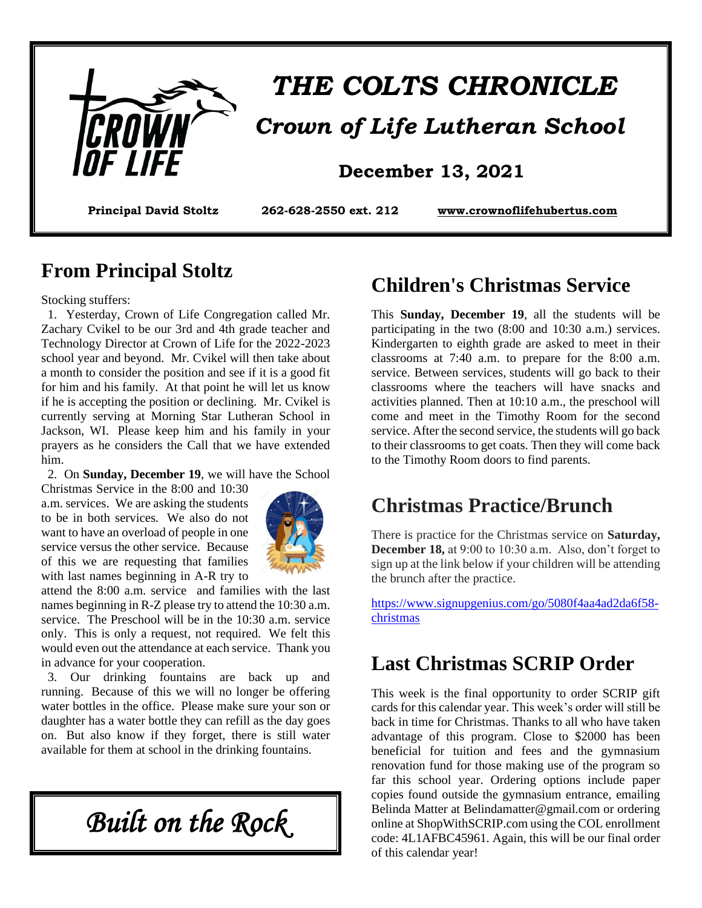# THE COLTS CHRONICLE

## Crown of Life Lutheran School

### December 13, 2021

**Principal David Stoltz** **262-628-2550 ext. 212** **www.crownoflifehubertus.com**

## From Principal Stoltz

Stocking stuffers:

1. Yesterday, Crown of Life Congregation called Mr. Zachary Cvikel to be our 3rd and 4th grade teacher and Technology Director at Crown of Life for the 2022-2023 school year and beyond. Mr. Cvikel will then take about a month to consider the position and see if it is a good fit for him and his family. At that point he will let us know if he is accepting the position or declining. Mr. Cvikel is currently serving at Morning Star Lutheran School in Jackson, WI. Please keep him and his family in your prayers as he considers the Call that we have extended him.

2. On **Sunday, December 19**, we will have the School Christmas Service in the 8:00 and 10:30 a.m. services. We are asking the students to be in both services. We also do not want to have an overload of people in one service versus the other service. Because of this we are requesting that families with last names beginning in A-R try to attend the 8:00 a.m. service and families with the last names beginning in R-Z please try to attend the 10:30 a.m. service. The Preschool will be in the 10:30 a.m. service only. This is only a request, not required. We felt this would even out the attendance at each service. Thank you in advance for your cooperation.

3. Our drinking fountains are back up and running. Because of this we will no longer be offering water bottles in the office. Please make sure your son or daughter has a water bottle they can refill as the day goes on. But also know if they forget, there is still water available for them at school in the drinking fountains.

*Built on the Rock*

## Children's Christmas Service

This **Sunday, December 19**, all the students will be participating in the two (8:00 and 10:30 a.m.) services. Kindergarten to eighth grade are asked to meet in their classrooms at 7:40 a.m. to prepare for the 8:00 a.m. service. Between services, students will go back to their classrooms where the teachers will have snacks and activities planned. Then at 10:10 a.m., the preschool will come and meet in the Timothy Room for the second service. After the second service, the students will go back to their classrooms to get coats. Then they will come back to the Timothy Room doors to find parents.

## Christmas Practice/Brunch

There is practice for the Christmas service on **Saturday, December 18,** at 9:00 to 10:30 a.m. Also, don't forget to sign up at the link below if your children will be attending the brunch after the practice.

https://www.signupgenius.com/go/5080f4aa4ad2da6f58-christmas

## Last Christmas SCRIP Order

This week is the final opportunity to order SCRIP gift cards for this calendar year. This week's order will still be back in time for Christmas. Thanks to all who have taken advantage of this program. Close to $2000 has been beneficial for tuition and fees and the gymnasium renovation fund for those making use of the program so far this school year. Ordering options include paper copies found outside the gymnasium entrance, emailing Belinda Matter at Belindamatter@gmail.com or ordering online at ShopWithSCRIP.com using the COL enrollment code: 4L1AFBC45961. Again, this will be our final order of this calendar year!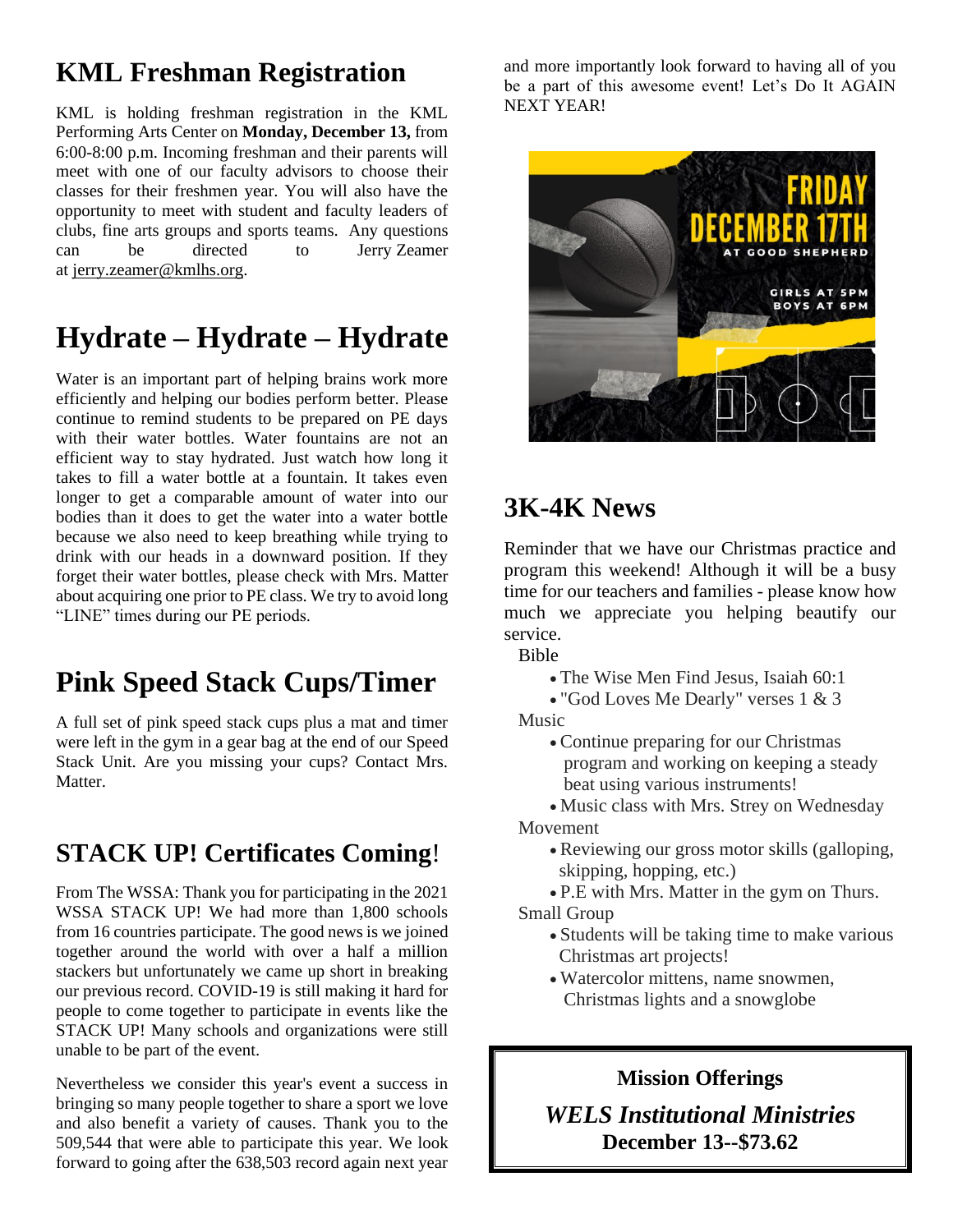## KML Freshman Registration

KML is holding freshman registration in the KML Performing Arts Center on **Monday, December 13,** from 6:00-8:00 p.m. Incoming freshman and their parents will meet with one of our faculty advisors to choose their classes for their freshmen year. You will also have the opportunity to meet with student and faculty leaders of clubs, fine arts groups and sports teams. Any questions can be directed to Jerry Zeamer at jerry.zeamer@kmlhs.org.

## Hydrate – Hydrate – Hydrate

Water is an important part of helping brains work more efficiently and helping our bodies perform better. Please continue to remind students to be prepared on PE days with their water bottles. Water fountains are not an efficient way to stay hydrated. Just watch how long it takes to fill a water bottle at a fountain. It takes even longer to get a comparable amount of water into our bodies than it does to get the water into a water bottle because we also need to keep breathing while trying to drink with our heads in a downward position. If they forget their water bottles, please check with Mrs. Matter about acquiring one prior to PE class. We try to avoid long "LINE" times during our PE periods.

## Pink Speed Stack Cups/Timer

A full set of pink speed stack cups plus a mat and timer were left in the gym in a gear bag at the end of our Speed Stack Unit. Are you missing your cups? Contact Mrs. Matter.

## STACK UP! Certificates Coming!

From The WSSA: Thank you for participating in the 2021 WSSA STACK UP! We had more than 1,800 schools from 16 countries participate. The good news is we joined together around the world with over a half a million stackers but unfortunately we came up short in breaking our previous record. COVID-19 is still making it hard for people to come together to participate in events like the STACK UP! Many schools and organizations were still unable to be part of the event.

Nevertheless we consider this year's event a success in bringing so many people together to share a sport we love and also benefit a variety of causes. Thank you to the 509,544 that were able to participate this year. We look forward to going after the 638,503 record again next year and more importantly look forward to having all of you be a part of this awesome event! Let's Do It AGAIN NEXT YEAR!

FRIDAY DECEMBER 17TH AT GOOD SHEPHERD

GIRLS AT 5PM
BOYS AT 6PM

## 3K-4K News

Reminder that we have our Christmas practice and program this weekend! Although it will be a busy time for our teachers and families - please know how much we appreciate you helping beautify our service.

Bible
- The Wise Men Find Jesus, Isaiah 60:1
- "God Loves Me Dearly" verses 1 & 3

Music
- Continue preparing for our Christmas program and working on keeping a steady beat using various instruments!
- Music class with Mrs. Strey on Wednesday

Movement
- Reviewing our gross motor skills (galloping, skipping, hopping, etc.)
- P.E with Mrs. Matter in the gym on Thurs.

Small Group
- Students will be taking time to make various Christmas art projects!
- Watercolor mittens, name snowmen, Christmas lights and a snowglobe

**Mission Offerings**

***WELS Institutional Ministries***
**December 13--$73.62**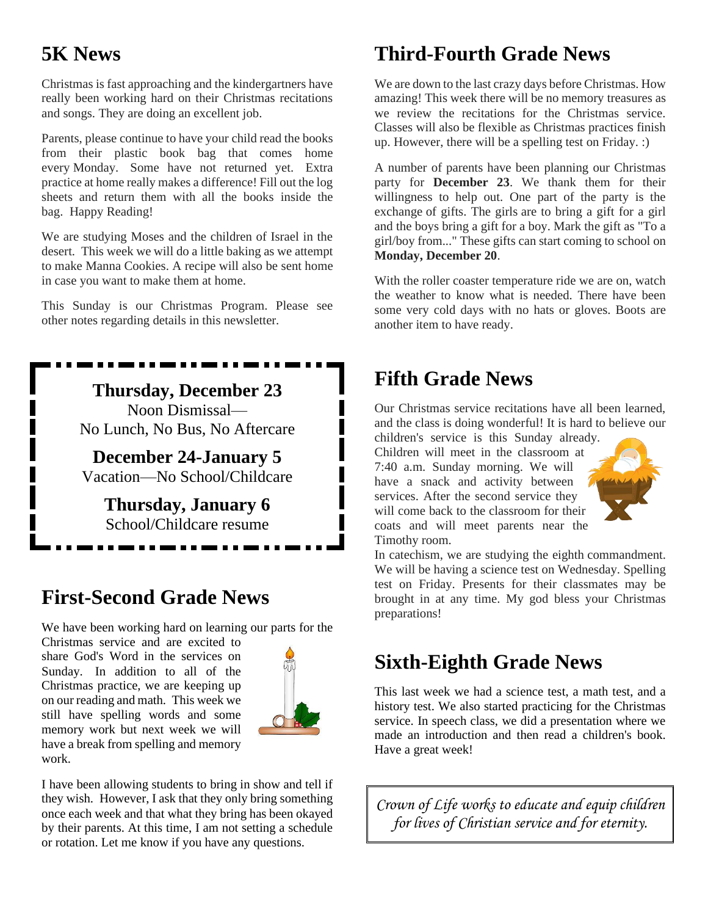## 5K News

Christmas is fast approaching and the kindergartners have really been working hard on their Christmas recitations and songs. They are doing an excellent job.

Parents, please continue to have your child read the books from their plastic book bag that comes home every Monday. Some have not returned yet. Extra practice at home really makes a difference! Fill out the log sheets and return them with all the books inside the bag. Happy Reading!

We are studying Moses and the children of Israel in the desert. This week we will do a little baking as we attempt to make Manna Cookies. A recipe will also be sent home in case you want to make them at home.

This Sunday is our Christmas Program. Please see other notes regarding details in this newsletter.

**Thursday, December 23**
Noon Dismissal—
No Lunch, No Bus, No Aftercare

**December 24-January 5**
Vacation—No School/Childcare

**Thursday, January 6**
School/Childcare resume

## First-Second Grade News

We have been working hard on learning our parts for the Christmas service and are excited to share God's Word in the services on Sunday. In addition to all of the Christmas practice, we are keeping up on our reading and math. This week we still have spelling words and some memory work but next week we will have a break from spelling and memory work.

I have been allowing students to bring in show and tell if they wish. However, I ask that they only bring something once each week and that what they bring has been okayed by their parents. At this time, I am not setting a schedule or rotation. Let me know if you have any questions.

## Third-Fourth Grade News

We are down to the last crazy days before Christmas. How amazing! This week there will be no memory treasures as we review the recitations for the Christmas service. Classes will also be flexible as Christmas practices finish up. However, there will be a spelling test on Friday. :)

A number of parents have been planning our Christmas party for **December 23**. We thank them for their willingness to help out. One part of the party is the exchange of gifts. The girls are to bring a gift for a girl and the boys bring a gift for a boy. Mark the gift as "To a girl/boy from..." These gifts can start coming to school on **Monday, December 20**.

With the roller coaster temperature ride we are on, watch the weather to know what is needed. There have been some very cold days with no hats or gloves. Boots are another item to have ready.

## Fifth Grade News

Our Christmas service recitations have all been learned, and the class is doing wonderful! It is hard to believe our children's service is this Sunday already. Children will meet in the classroom at 7:40 a.m. Sunday morning. We will have a snack and activity between services. After the second service they will come back to the classroom for their coats and will meet parents near the Timothy room.

In catechism, we are studying the eighth commandment. We will be having a science test on Wednesday. Spelling test on Friday. Presents for their classmates may be brought in at any time. My god bless your Christmas preparations!

## Sixth-Eighth Grade News

This last week we had a science test, a math test, and a history test. We also started practicing for the Christmas service. In speech class, we did a presentation where we made an introduction and then read a children's book. Have a great week!

*Crown of Life works to educate and equip children for lives of Christian service and for eternity.*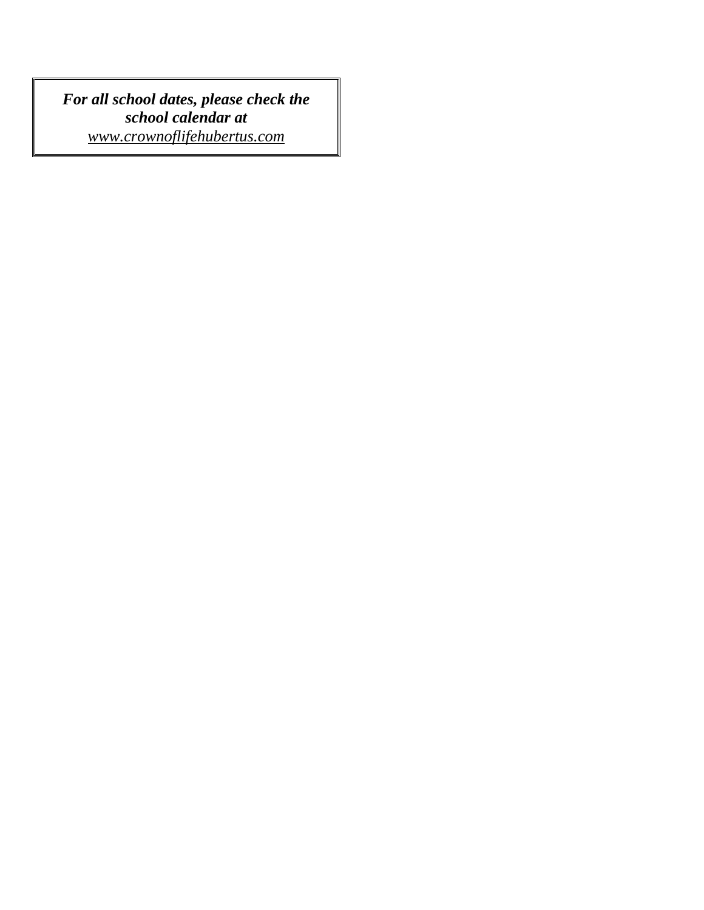***For all school dates, please check the school calendar at***

*www.crownoflifehubertus.com*